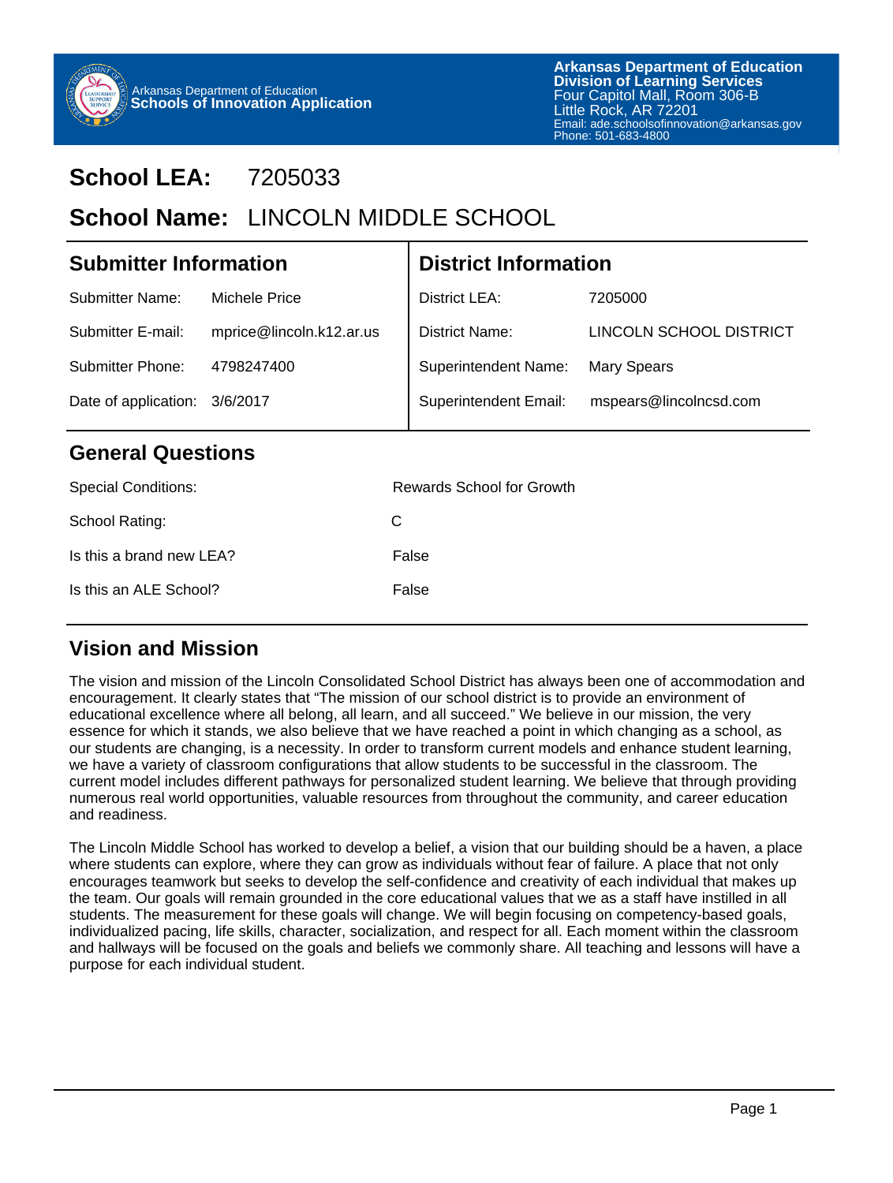Arkansas Department of Education
**Schools of Innovation Application**

**Arkansas Department of Education**
**Division of Learning Services**
Four Capitol Mall, Room 306-B
Little Rock, AR 72201
Email: ade.schoolsofinnovation@arkansas.gov
Phone: 501-683-4800

# School LEA: 7205033

# School Name: LINCOLN MIDDLE SCHOOL

## Submitter Information

| | |
|---|---|
| Submitter Name: | Michele Price |
| Submitter E-mail: | mprice@lincoln.k12.ar.us |
| Submitter Phone: | 4798247400 |
| Date of application: | 3/6/2017 |

## District Information

| | |
|---|---|
| District LEA: | 7205000 |
| District Name: | LINCOLN SCHOOL DISTRICT |
| Superintendent Name: | Mary Spears |
| Superintendent Email: | mspears@lincolncsd.com |

## General Questions

| | |
|---|---|
| Special Conditions: | Rewards School for Growth |
| School Rating: | C |
| Is this a brand new LEA? | False |
| Is this an ALE School? | False |

## Vision and Mission

The vision and mission of the Lincoln Consolidated School District has always been one of accommodation and encouragement. It clearly states that "The mission of our school district is to provide an environment of educational excellence where all belong, all learn, and all succeed." We believe in our mission, the very essence for which it stands, we also believe that we have reached a point in which changing as a school, as our students are changing, is a necessity. In order to transform current models and enhance student learning, we have a variety of classroom configurations that allow students to be successful in the classroom. The current model includes different pathways for personalized student learning. We believe that through providing numerous real world opportunities, valuable resources from throughout the community, and career education and readiness.

The Lincoln Middle School has worked to develop a belief, a vision that our building should be a haven, a place where students can explore, where they can grow as individuals without fear of failure. A place that not only encourages teamwork but seeks to develop the self-confidence and creativity of each individual that makes up the team. Our goals will remain grounded in the core educational values that we as a staff have instilled in all students. The measurement for these goals will change. We will begin focusing on competency-based goals, individualized pacing, life skills, character, socialization, and respect for all. Each moment within the classroom and hallways will be focused on the goals and beliefs we commonly share. All teaching and lessons will have a purpose for each individual student.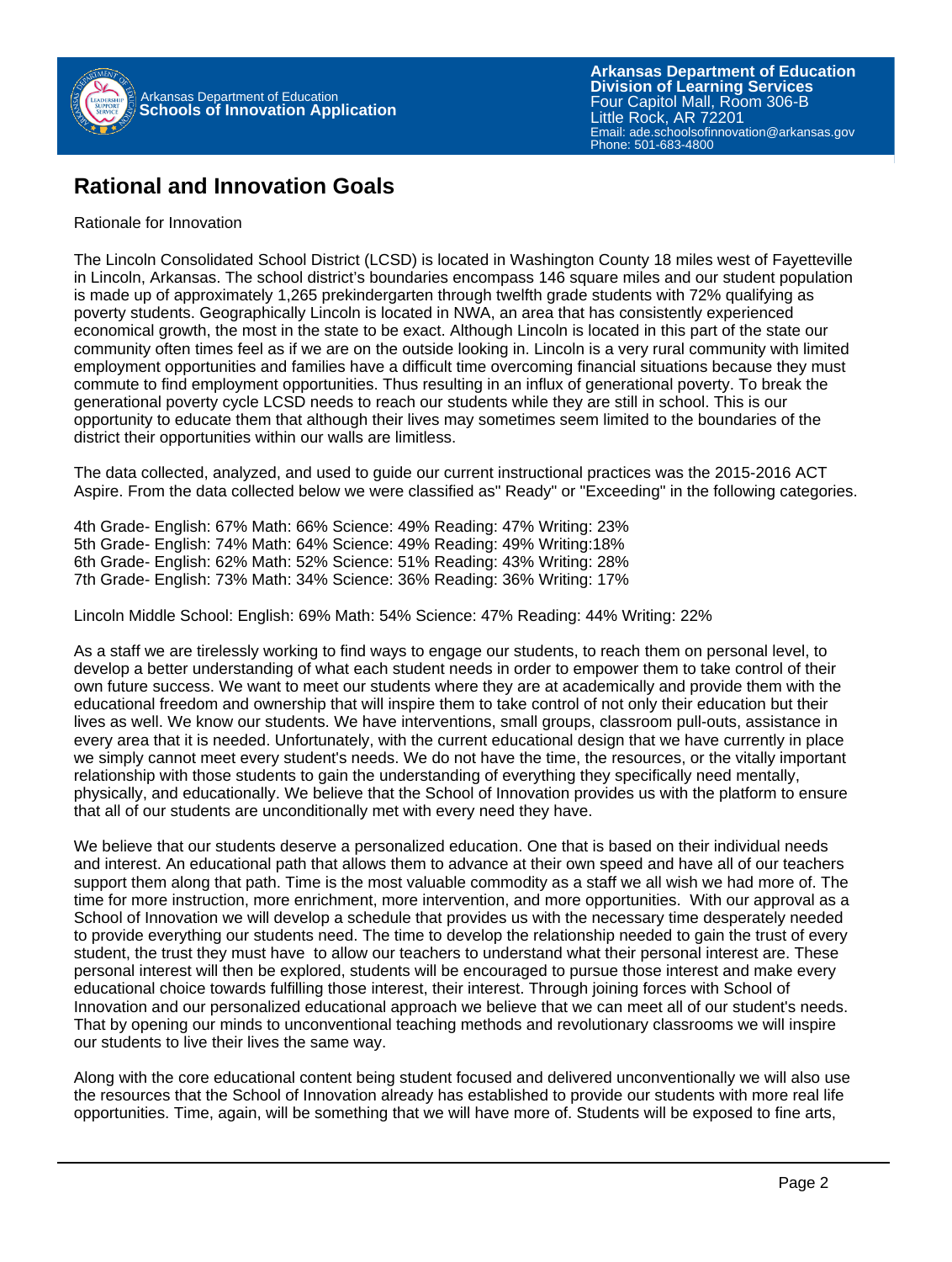## Rational and Innovation Goals

Rationale for Innovation

The Lincoln Consolidated School District (LCSD) is located in Washington County 18 miles west of Fayetteville in Lincoln, Arkansas. The school district's boundaries encompass 146 square miles and our student population is made up of approximately 1,265 prekindergarten through twelfth grade students with 72% qualifying as poverty students. Geographically Lincoln is located in NWA, an area that has consistently experienced economical growth, the most in the state to be exact. Although Lincoln is located in this part of the state our community often times feel as if we are on the outside looking in. Lincoln is a very rural community with limited employment opportunities and families have a difficult time overcoming financial situations because they must commute to find employment opportunities. Thus resulting in an influx of generational poverty. To break the generational poverty cycle LCSD needs to reach our students while they are still in school. This is our opportunity to educate them that although their lives may sometimes seem limited to the boundaries of the district their opportunities within our walls are limitless.

The data collected, analyzed, and used to guide our current instructional practices was the 2015-2016 ACT Aspire. From the data collected below we were classified as" Ready" or "Exceeding" in the following categories.

4th Grade- English: 67% Math: 66% Science: 49% Reading: 47% Writing: 23%
5th Grade- English: 74% Math: 64% Science: 49% Reading: 49% Writing:18%
6th Grade- English: 62% Math: 52% Science: 51% Reading: 43% Writing: 28%
7th Grade- English: 73% Math: 34% Science: 36% Reading: 36% Writing: 17%

Lincoln Middle School: English: 69% Math: 54% Science: 47% Reading: 44% Writing: 22%

As a staff we are tirelessly working to find ways to engage our students, to reach them on personal level, to develop a better understanding of what each student needs in order to empower them to take control of their own future success. We want to meet our students where they are at academically and provide them with the educational freedom and ownership that will inspire them to take control of not only their education but their lives as well. We know our students. We have interventions, small groups, classroom pull-outs, assistance in every area that it is needed. Unfortunately, with the current educational design that we have currently in place we simply cannot meet every student's needs. We do not have the time, the resources, or the vitally important relationship with those students to gain the understanding of everything they specifically need mentally, physically, and educationally. We believe that the School of Innovation provides us with the platform to ensure that all of our students are unconditionally met with every need they have.

We believe that our students deserve a personalized education. One that is based on their individual needs and interest. An educational path that allows them to advance at their own speed and have all of our teachers support them along that path. Time is the most valuable commodity as a staff we all wish we had more of. The time for more instruction, more enrichment, more intervention, and more opportunities. With our approval as a School of Innovation we will develop a schedule that provides us with the necessary time desperately needed to provide everything our students need. The time to develop the relationship needed to gain the trust of every student, the trust they must have to allow our teachers to understand what their personal interest are. These personal interest will then be explored, students will be encouraged to pursue those interest and make every educational choice towards fulfilling those interest, their interest. Through joining forces with School of Innovation and our personalized educational approach we believe that we can meet all of our student's needs. That by opening our minds to unconventional teaching methods and revolutionary classrooms we will inspire our students to live their lives the same way.

Along with the core educational content being student focused and delivered unconventionally we will also use the resources that the School of Innovation already has established to provide our students with more real life opportunities. Time, again, will be something that we will have more of. Students will be exposed to fine arts,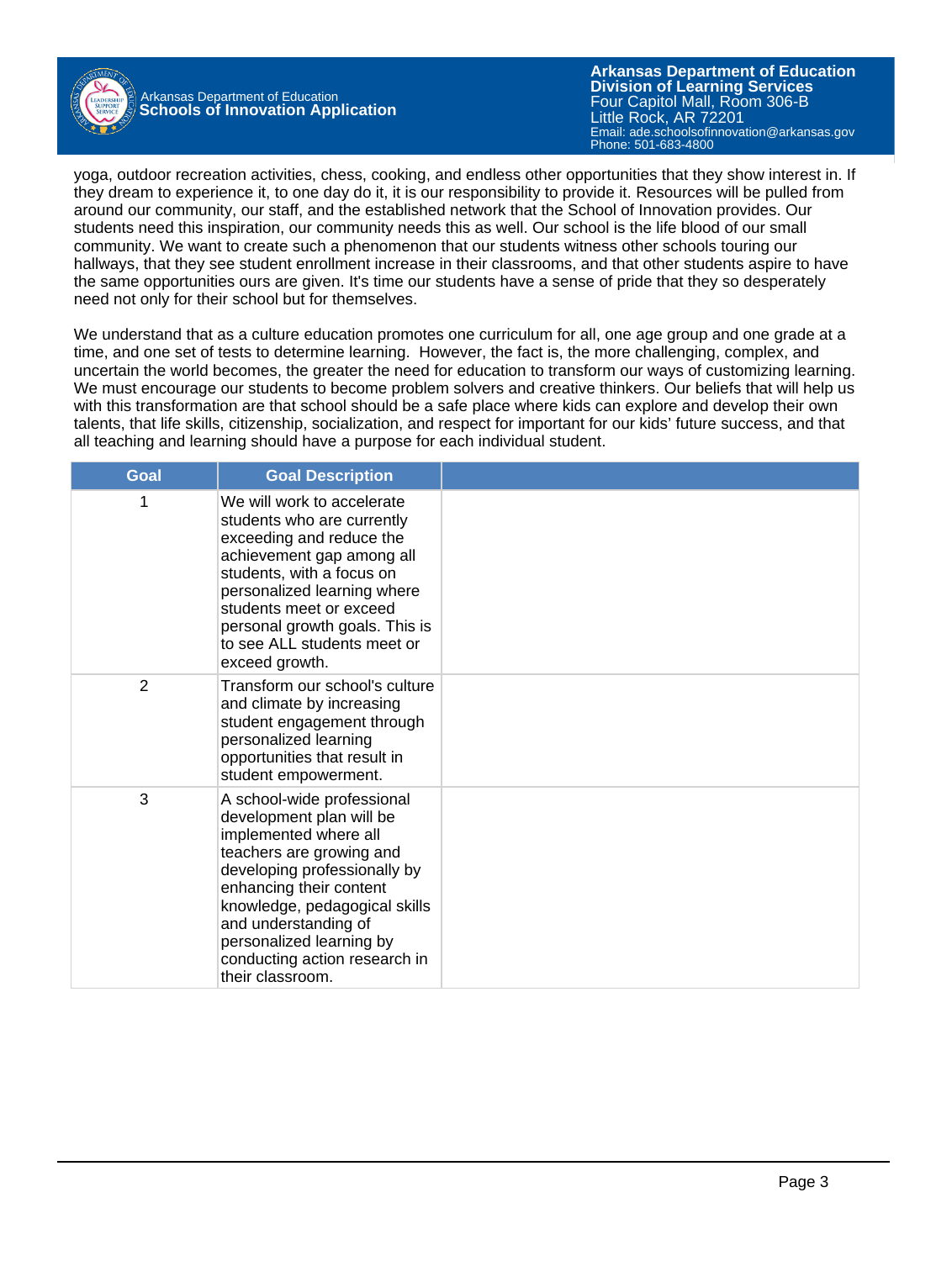yoga, outdoor recreation activities, chess, cooking, and endless other opportunities that they show interest in. If they dream to experience it, to one day do it, it is our responsibility to provide it. Resources will be pulled from around our community, our staff, and the established network that the School of Innovation provides. Our students need this inspiration, our community needs this as well. Our school is the life blood of our small community. We want to create such a phenomenon that our students witness other schools touring our hallways, that they see student enrollment increase in their classrooms, and that other students aspire to have the same opportunities ours are given. It's time our students have a sense of pride that they so desperately need not only for their school but for themselves.

We understand that as a culture education promotes one curriculum for all, one age group and one grade at a time, and one set of tests to determine learning. However, the fact is, the more challenging, complex, and uncertain the world becomes, the greater the need for education to transform our ways of customizing learning. We must encourage our students to become problem solvers and creative thinkers. Our beliefs that will help us with this transformation are that school should be a safe place where kids can explore and develop their own talents, that life skills, citizenship, socialization, and respect for important for our kids' future success, and that all teaching and learning should have a purpose for each individual student.

| Goal | Goal Description | |
|---|---|---|
| 1 | We will work to accelerate students who are currently exceeding and reduce the achievement gap among all students, with a focus on personalized learning where students meet or exceed personal growth goals. This is to see ALL students meet or exceed growth. | |
| 2 | Transform our school's culture and climate by increasing student engagement through personalized learning opportunities that result in student empowerment. | |
| 3 | A school-wide professional development plan will be implemented where all teachers are growing and developing professionally by enhancing their content knowledge, pedagogical skills and understanding of personalized learning by conducting action research in their classroom. | |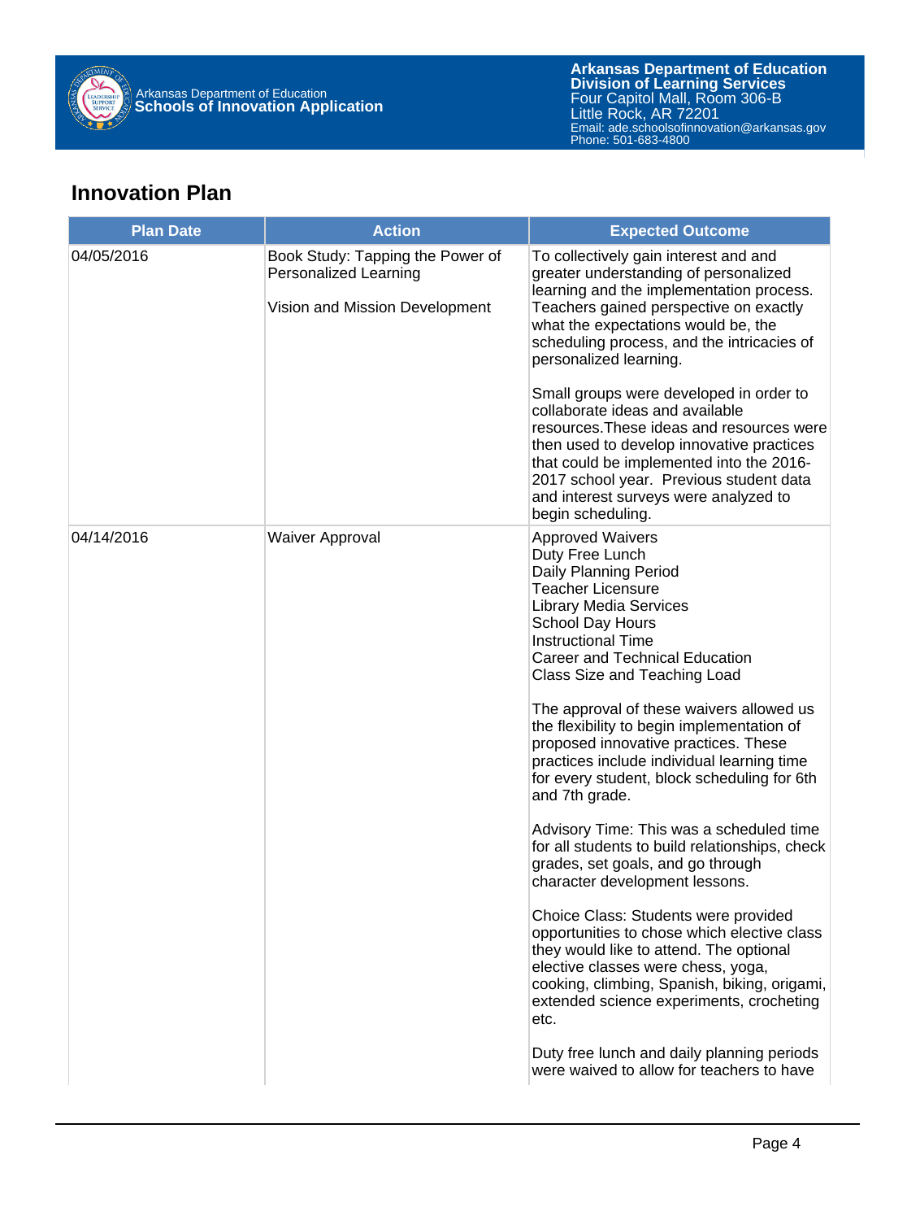## Innovation Plan

| Plan Date | Action | Expected Outcome |
|---|---|---|
| 04/05/2016 | Book Study: Tapping the Power of Personalized Learning<br><br>Vision and Mission Development | To collectively gain interest and and greater understanding of personalized learning and the implementation process. Teachers gained perspective on exactly what the expectations would be, the scheduling process, and the intricacies of personalized learning.<br><br>Small groups were developed in order to collaborate ideas and available resources.These ideas and resources were then used to develop innovative practices that could be implemented into the 2016-2017 school year. Previous student data and interest surveys were analyzed to begin scheduling. |
| 04/14/2016 | Waiver Approval | Approved Waivers<br>Duty Free Lunch<br>Daily Planning Period<br>Teacher Licensure<br>Library Media Services<br>School Day Hours<br>Instructional Time<br>Career and Technical Education<br>Class Size and Teaching Load<br><br>The approval of these waivers allowed us the flexibility to begin implementation of proposed innovative practices. These practices include individual learning time for every student, block scheduling for 6th and 7th grade.<br><br>Advisory Time: This was a scheduled time for all students to build relationships, check grades, set goals, and go through character development lessons.<br><br>Choice Class: Students were provided opportunities to chose which elective class they would like to attend. The optional elective classes were chess, yoga, cooking, climbing, Spanish, biking, origami, extended science experiments, crocheting etc.<br><br>Duty free lunch and daily planning periods were waived to allow for teachers to have |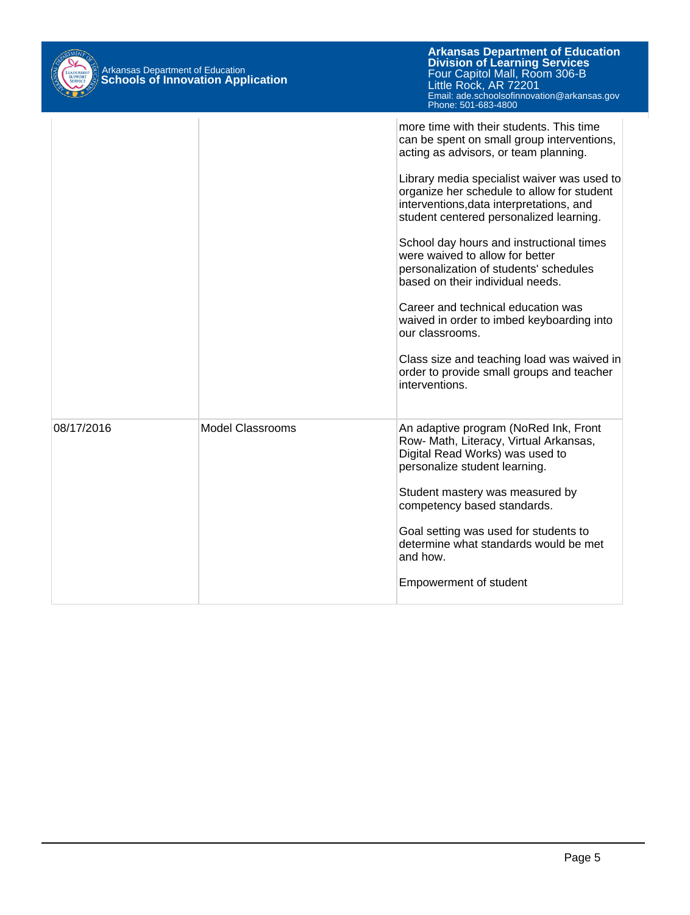| | | |
|---|---|---|
| | | more time with their students. This time can be spent on small group interventions, acting as advisors, or team planning.<br><br>Library media specialist waiver was used to organize her schedule to allow for student interventions,data interpretations, and student centered personalized learning.<br><br>School day hours and instructional times were waived to allow for better personalization of students' schedules based on their individual needs.<br><br>Career and technical education was waived in order to imbed keyboarding into our classrooms.<br><br>Class size and teaching load was waived in order to provide small groups and teacher interventions. |
| 08/17/2016 | Model Classrooms | An adaptive program (NoRed Ink, Front Row- Math, Literacy, Virtual Arkansas, Digital Read Works) was used to personalize student learning.<br><br>Student mastery was measured by competency based standards.<br><br>Goal setting was used for students to determine what standards would be met and how.<br><br>Empowerment of student |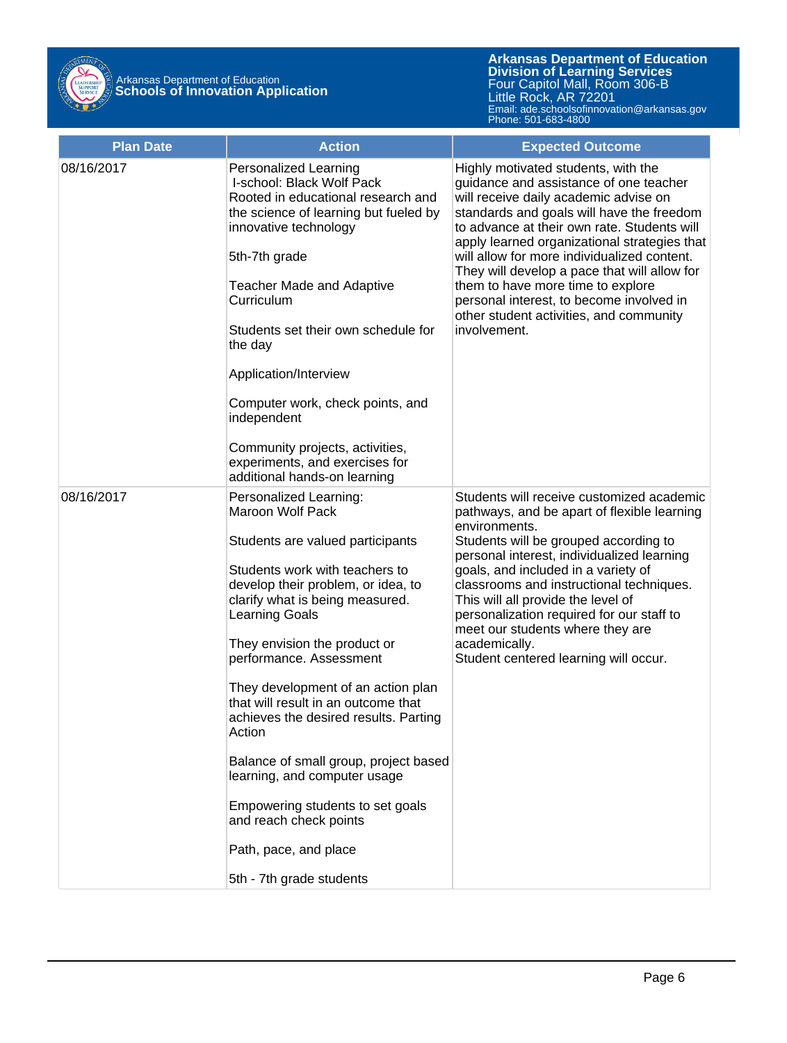| Plan Date | Action | Expected Outcome |
| --- | --- | --- |
| 08/16/2017 | Personalized Learning<br>I-school: Black Wolf Pack<br>Rooted in educational research and the science of learning but fueled by innovative technology<br><br>5th-7th grade<br><br>Teacher Made and Adaptive Curriculum<br><br>Students set their own schedule for the day<br><br>Application/Interview<br><br>Computer work, check points, and independent<br><br>Community projects, activities, experiments, and exercises for additional hands-on learning | Highly motivated students, with the guidance and assistance of one teacher will receive daily academic advise on standards and goals will have the freedom to advance at their own rate. Students will apply learned organizational strategies that will allow for more individualized content. They will develop a pace that will allow for them to have more time to explore personal interest, to become involved in other student activities, and community involvement. |
| 08/16/2017 | Personalized Learning:<br>Maroon Wolf Pack<br><br>Students are valued participants<br><br>Students work with teachers to develop their problem, or idea, to clarify what is being measured. Learning Goals<br><br>They envision the product or performance. Assessment<br><br>They development of an action plan that will result in an outcome that achieves the desired results. Parting Action<br><br>Balance of small group, project based learning, and computer usage<br><br>Empowering students to set goals and reach check points<br><br>Path, pace, and place<br><br>5th - 7th grade students | Students will receive customized academic pathways, and be apart of flexible learning environments.<br>Students will be grouped according to personal interest, individualized learning goals, and included in a variety of classrooms and instructional techniques. This will all provide the level of personalization required for our staff to meet our students where they are academically.<br>Student centered learning will occur. |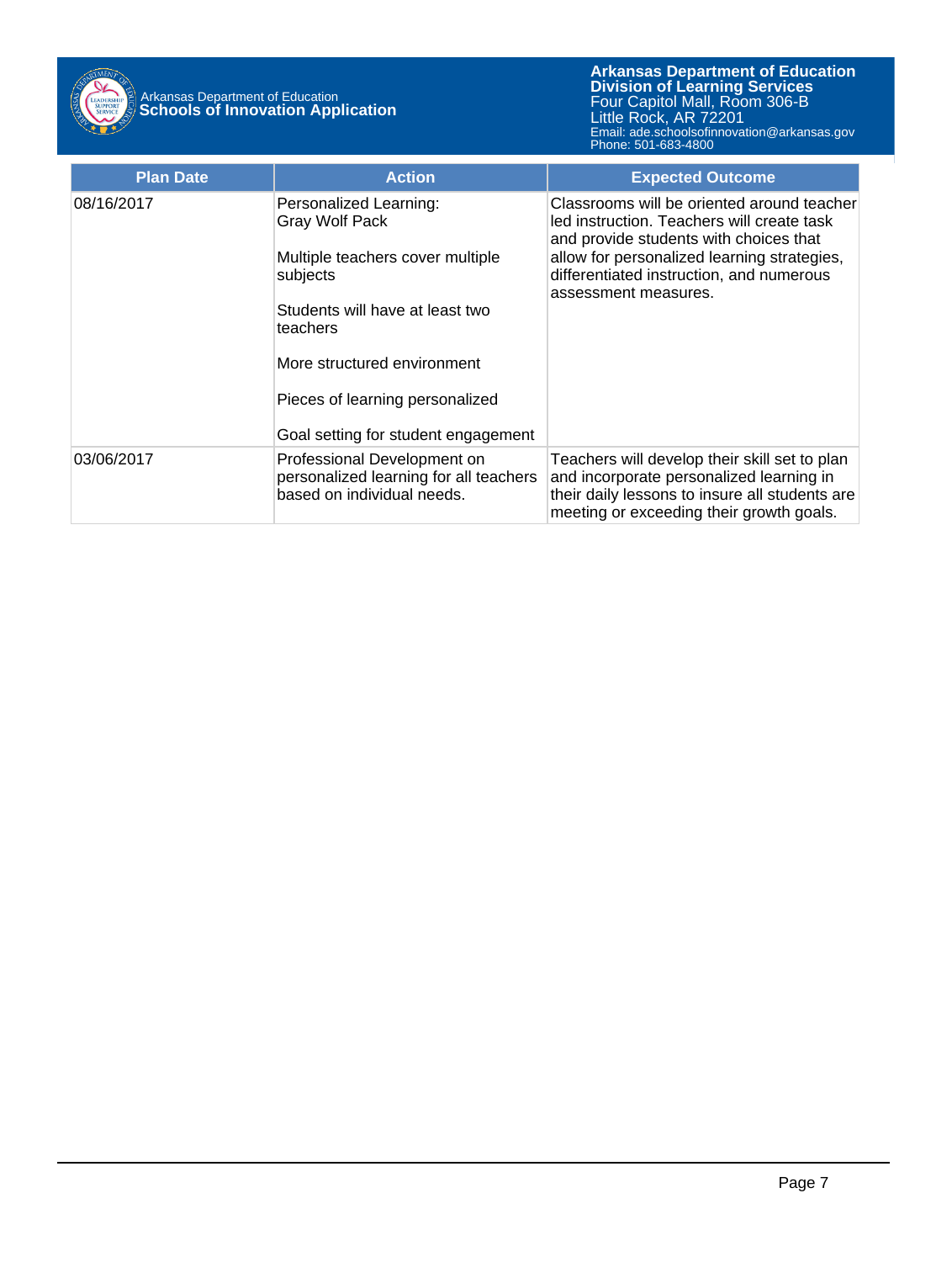| Plan Date | Action | Expected Outcome |
| --- | --- | --- |
| 08/16/2017 | Personalized Learning:<br>Gray Wolf Pack<br><br>Multiple teachers cover multiple subjects<br><br>Students will have at least two teachers<br><br>More structured environment<br><br>Pieces of learning personalized<br><br>Goal setting for student engagement | Classrooms will be oriented around teacher led instruction. Teachers will create task and provide students with choices that allow for personalized learning strategies, differentiated instruction, and numerous assessment measures. |
| 03/06/2017 | Professional Development on personalized learning for all teachers based on individual needs. | Teachers will develop their skill set to plan and incorporate personalized learning in their daily lessons to insure all students are meeting or exceeding their growth goals. |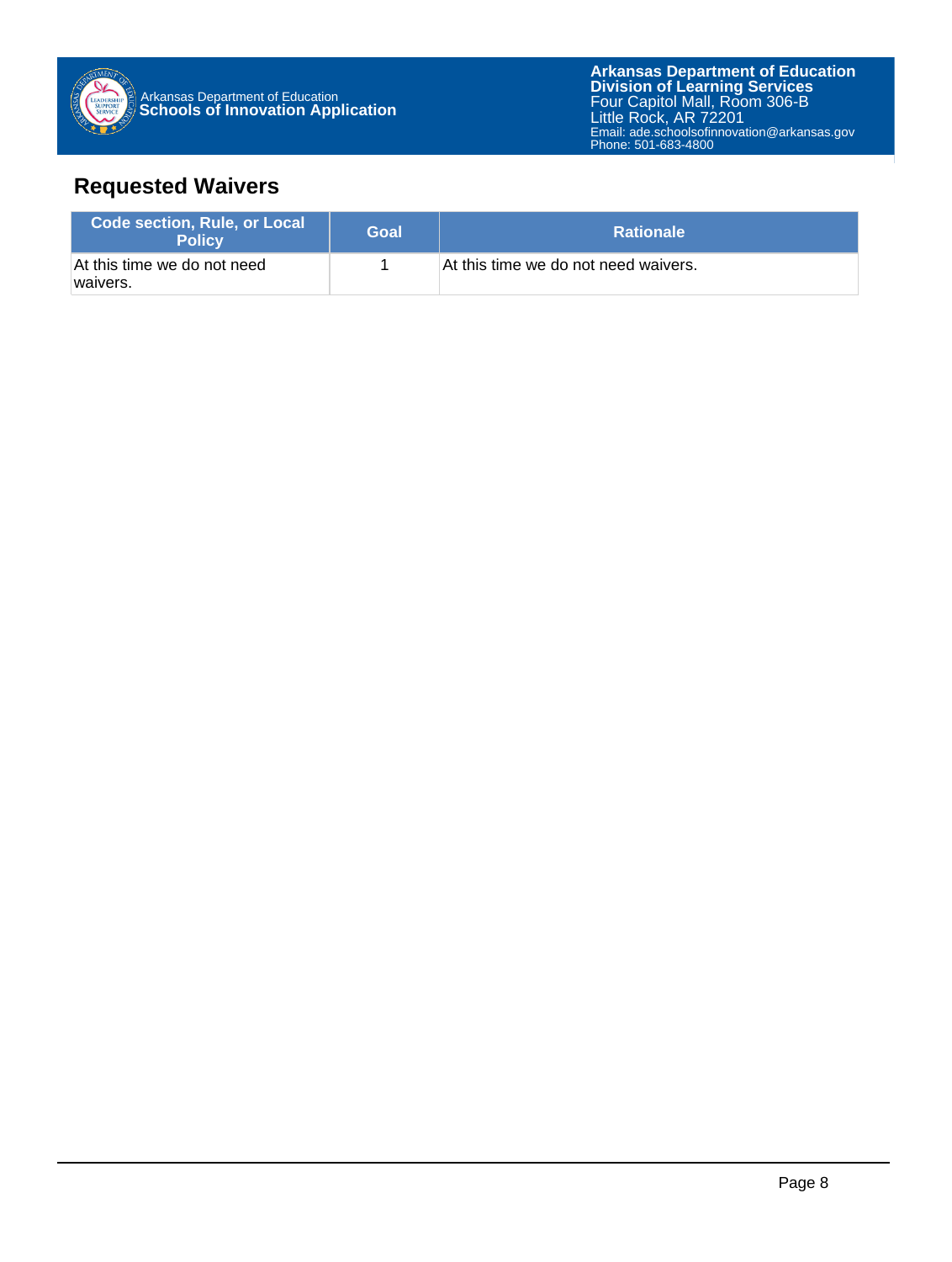## Requested Waivers

| Code section, Rule, or Local Policy | Goal | Rationale |
| --- | --- | --- |
| At this time we do not need waivers. | 1 | At this time we do not need waivers. |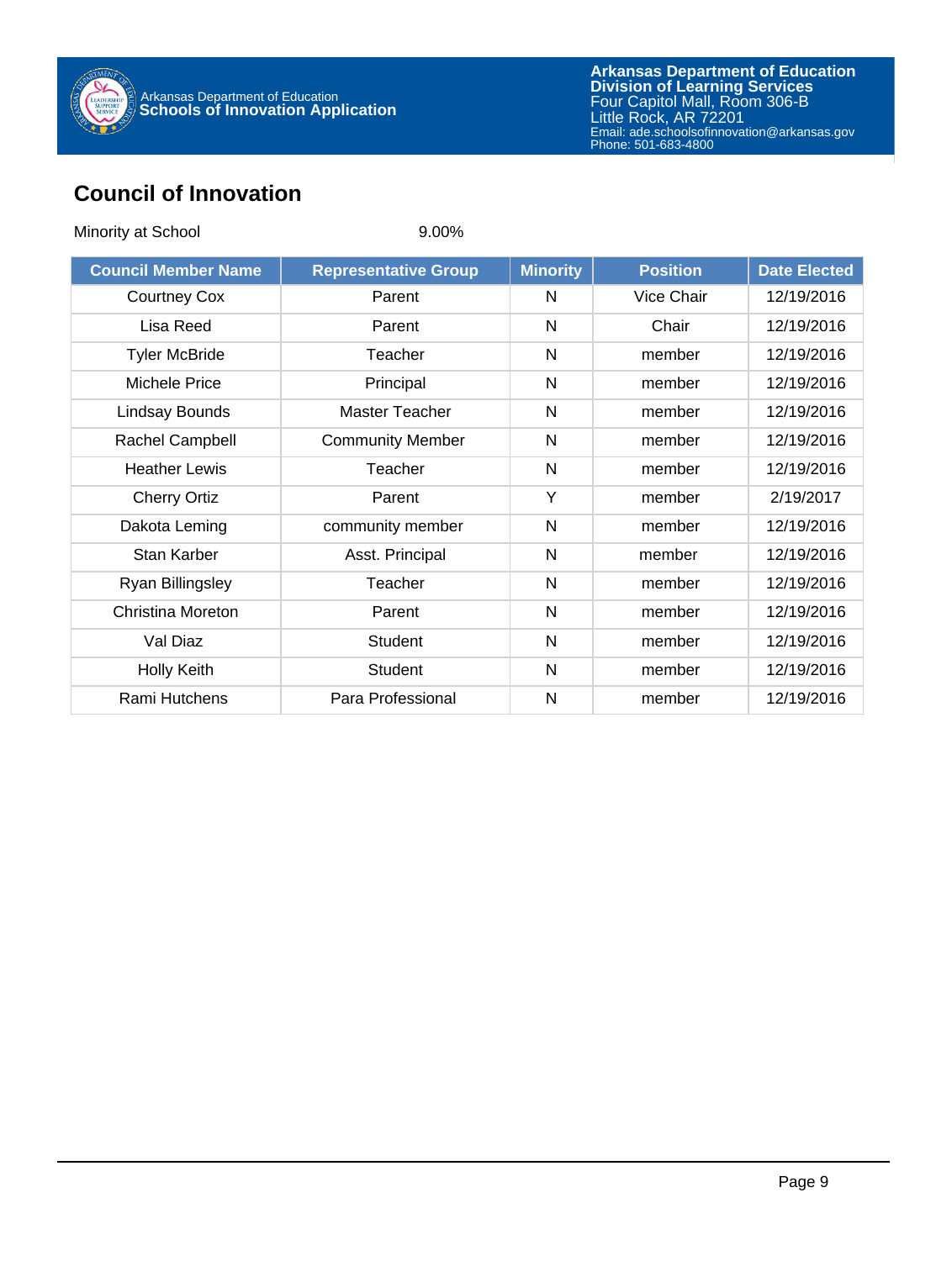## Council of Innovation

Minority at School 9.00%

| Council Member Name | Representative Group | Minority | Position | Date Elected |
|---|---|---|---|---|
| Courtney Cox | Parent | N | Vice Chair | 12/19/2016 |
| Lisa Reed | Parent | N | Chair | 12/19/2016 |
| Tyler McBride | Teacher | N | member | 12/19/2016 |
| Michele Price | Principal | N | member | 12/19/2016 |
| Lindsay Bounds | Master Teacher | N | member | 12/19/2016 |
| Rachel Campbell | Community Member | N | member | 12/19/2016 |
| Heather Lewis | Teacher | N | member | 12/19/2016 |
| Cherry Ortiz | Parent | Y | member | 2/19/2017 |
| Dakota Leming | community member | N | member | 12/19/2016 |
| Stan Karber | Asst. Principal | N | member | 12/19/2016 |
| Ryan Billingsley | Teacher | N | member | 12/19/2016 |
| Christina Moreton | Parent | N | member | 12/19/2016 |
| Val Diaz | Student | N | member | 12/19/2016 |
| Holly Keith | Student | N | member | 12/19/2016 |
| Rami Hutchens | Para Professional | N | member | 12/19/2016 |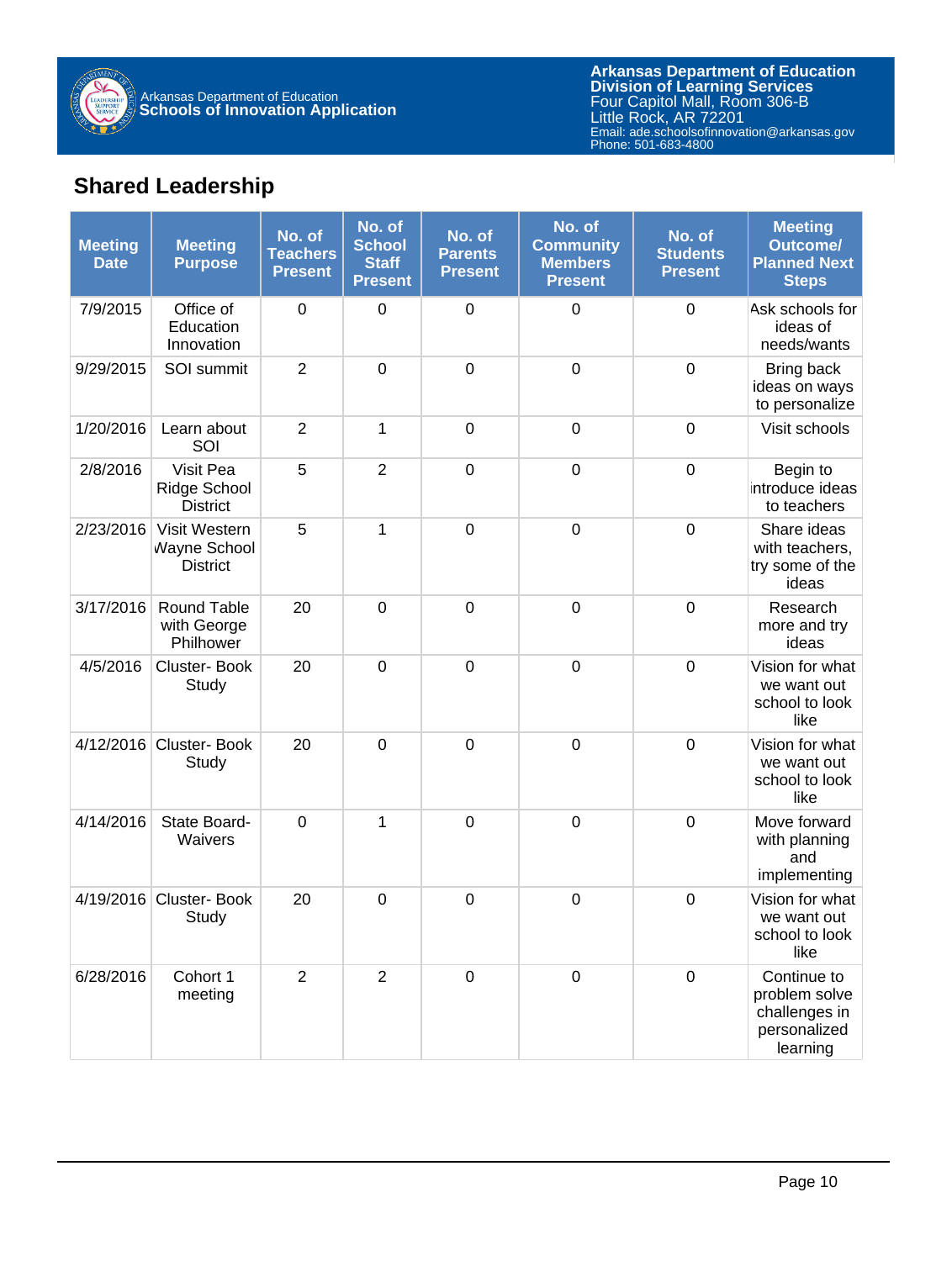## Shared Leadership

| Meeting Date | Meeting Purpose | No. of Teachers Present | No. of School Staff Present | No. of Parents Present | No. of Community Members Present | No. of Students Present | Meeting Outcome/ Planned Next Steps |
|---|---|---|---|---|---|---|---|
| 7/9/2015 | Office of Education Innovation | 0 | 0 | 0 | 0 | 0 | Ask schools for ideas of needs/wants |
| 9/29/2015 | SOI summit | 2 | 0 | 0 | 0 | 0 | Bring back ideas on ways to personalize |
| 1/20/2016 | Learn about SOI | 2 | 1 | 0 | 0 | 0 | Visit schools |
| 2/8/2016 | Visit Pea Ridge School District | 5 | 2 | 0 | 0 | 0 | Begin to introduce ideas to teachers |
| 2/23/2016 | Visit Western Wayne School District | 5 | 1 | 0 | 0 | 0 | Share ideas with teachers, try some of the ideas |
| 3/17/2016 | Round Table with George Philhower | 20 | 0 | 0 | 0 | 0 | Research more and try ideas |
| 4/5/2016 | Cluster- Book Study | 20 | 0 | 0 | 0 | 0 | Vision for what we want out school to look like |
| 4/12/2016 | Cluster- Book Study | 20 | 0 | 0 | 0 | 0 | Vision for what we want out school to look like |
| 4/14/2016 | State Board- Waivers | 0 | 1 | 0 | 0 | 0 | Move forward with planning and implementing |
| 4/19/2016 | Cluster- Book Study | 20 | 0 | 0 | 0 | 0 | Vision for what we want out school to look like |
| 6/28/2016 | Cohort 1 meeting | 2 | 2 | 0 | 0 | 0 | Continue to problem solve challenges in personalized learning |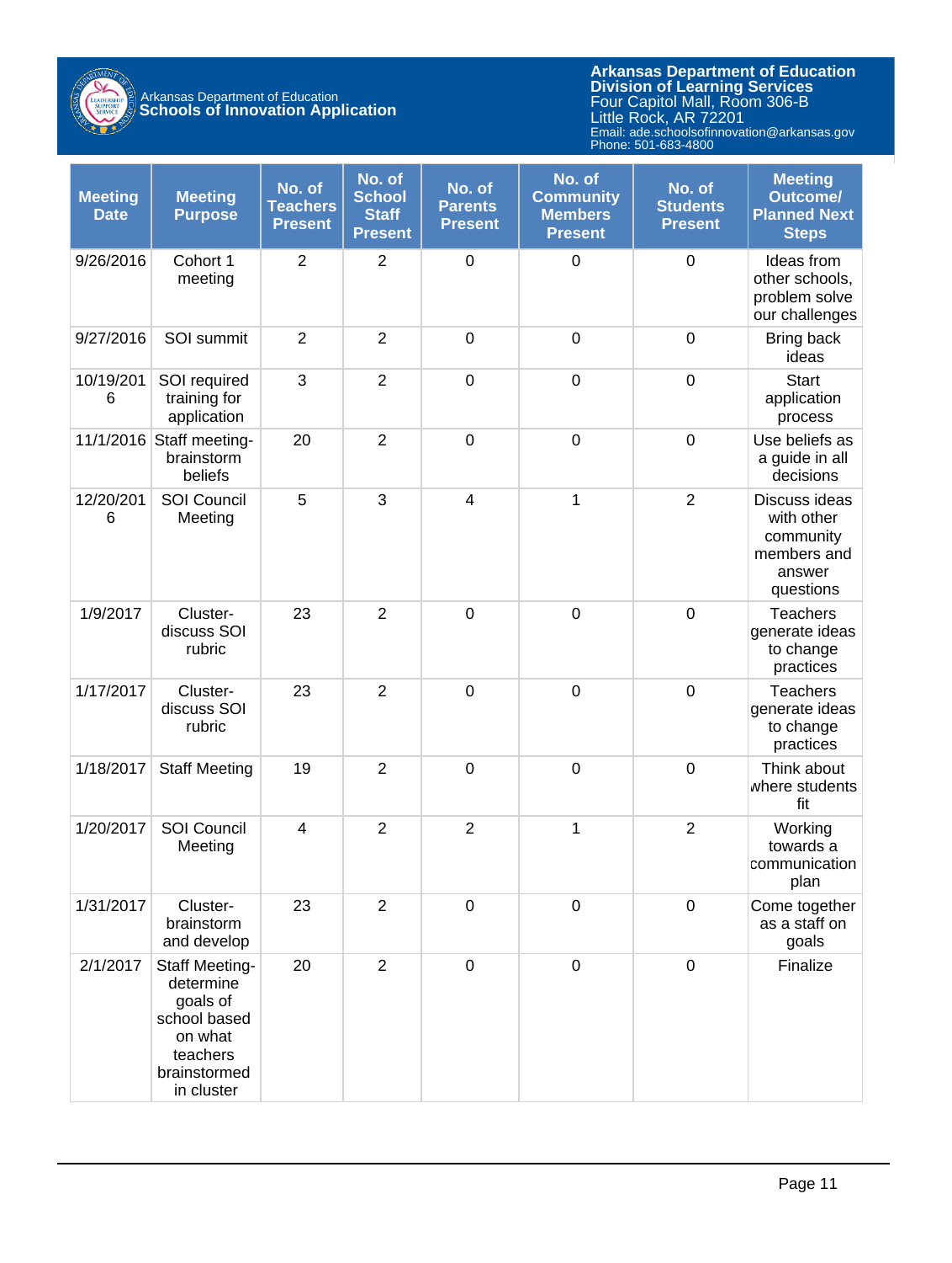| Meeting Date | Meeting Purpose | No. of Teachers Present | No. of School Staff Present | No. of Parents Present | No. of Community Members Present | No. of Students Present | Meeting Outcome/ Planned Next Steps |
|---|---|---|---|---|---|---|---|
| 9/26/2016 | Cohort 1 meeting | 2 | 2 | 0 | 0 | 0 | Ideas from other schools, problem solve our challenges |
| 9/27/2016 | SOI summit | 2 | 2 | 0 | 0 | 0 | Bring back ideas |
| 10/19/2016 | SOI required training for application | 3 | 2 | 0 | 0 | 0 | Start application process |
| 11/1/2016 | Staff meeting- brainstorm beliefs | 20 | 2 | 0 | 0 | 0 | Use beliefs as a guide in all decisions |
| 12/20/2016 | SOI Council Meeting | 5 | 3 | 4 | 1 | 2 | Discuss ideas with other community members and answer questions |
| 1/9/2017 | Cluster- discuss SOI rubric | 23 | 2 | 0 | 0 | 0 | Teachers generate ideas to change practices |
| 1/17/2017 | Cluster- discuss SOI rubric | 23 | 2 | 0 | 0 | 0 | Teachers generate ideas to change practices |
| 1/18/2017 | Staff Meeting | 19 | 2 | 0 | 0 | 0 | Think about where students fit |
| 1/20/2017 | SOI Council Meeting | 4 | 2 | 2 | 1 | 2 | Working towards a communication plan |
| 1/31/2017 | Cluster- brainstorm and develop | 23 | 2 | 0 | 0 | 0 | Come together as a staff on goals |
| 2/1/2017 | Staff Meeting- determine goals of school based on what teachers brainstormed in cluster | 20 | 2 | 0 | 0 | 0 | Finalize |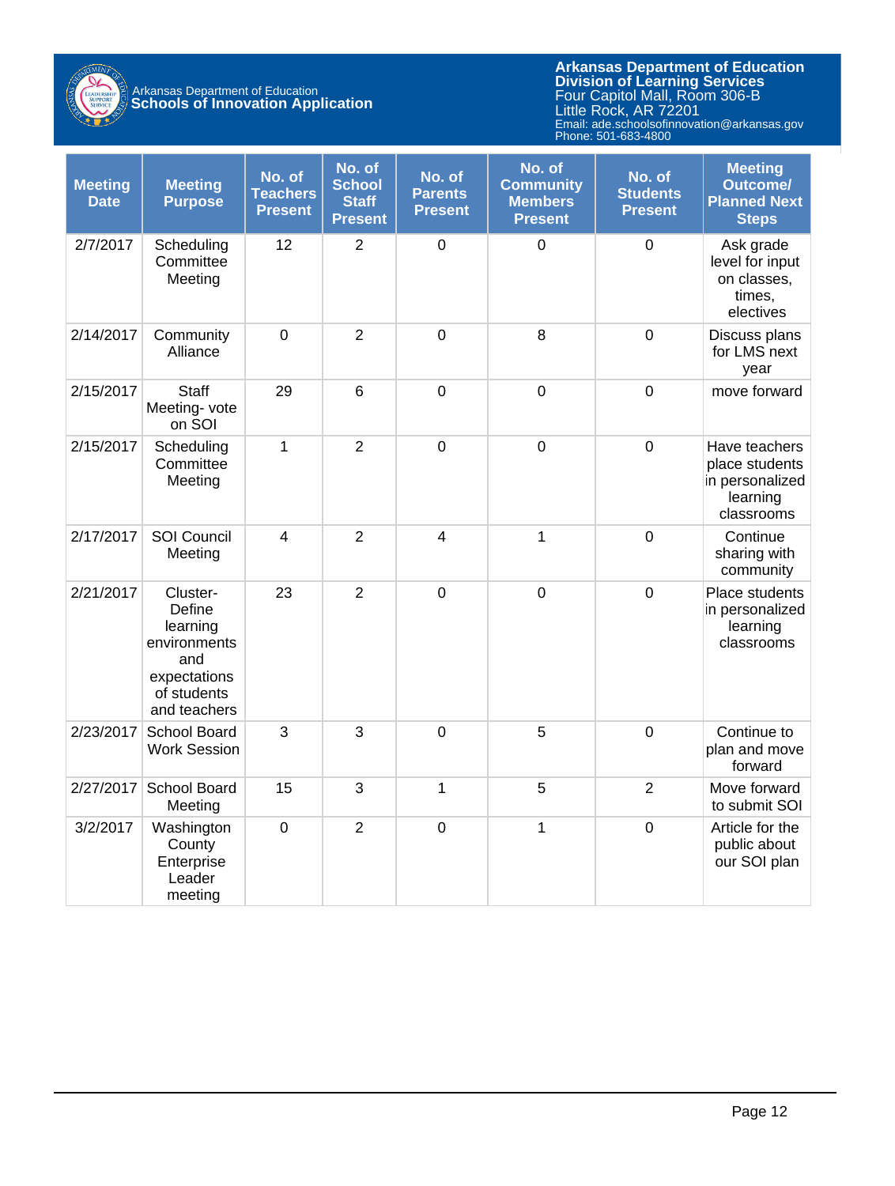| Meeting Date | Meeting Purpose | No. of Teachers Present | No. of School Staff Present | No. of Parents Present | No. of Community Members Present | No. of Students Present | Meeting Outcome/ Planned Next Steps |
|---|---|---|---|---|---|---|---|
| 2/7/2017 | Scheduling Committee Meeting | 12 | 2 | 0 | 0 | 0 | Ask grade level for input on classes, times, electives |
| 2/14/2017 | Community Alliance | 0 | 2 | 0 | 8 | 0 | Discuss plans for LMS next year |
| 2/15/2017 | Staff Meeting- vote on SOI | 29 | 6 | 0 | 0 | 0 | move forward |
| 2/15/2017 | Scheduling Committee Meeting | 1 | 2 | 0 | 0 | 0 | Have teachers place students in personalized learning classrooms |
| 2/17/2017 | SOI Council Meeting | 4 | 2 | 4 | 1 | 0 | Continue sharing with community |
| 2/21/2017 | Cluster- Define learning environments and expectations of students and teachers | 23 | 2 | 0 | 0 | 0 | Place students in personalized learning classrooms |
| 2/23/2017 | School Board Work Session | 3 | 3 | 0 | 5 | 0 | Continue to plan and move forward |
| 2/27/2017 | School Board Meeting | 15 | 3 | 1 | 5 | 2 | Move forward to submit SOI |
| 3/2/2017 | Washington County Enterprise Leader meeting | 0 | 2 | 0 | 1 | 0 | Article for the public about our SOI plan |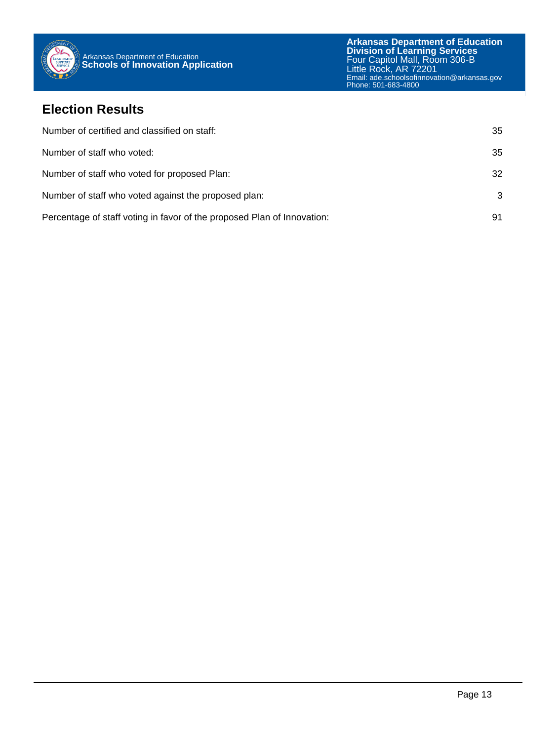## Election Results

| | |
|---|---|
| Number of certified and classified on staff: | 35 |
| Number of staff who voted: | 35 |
| Number of staff who voted for proposed Plan: | 32 |
| Number of staff who voted against the proposed plan: | 3 |
| Percentage of staff voting in favor of the proposed Plan of Innovation: | 91 |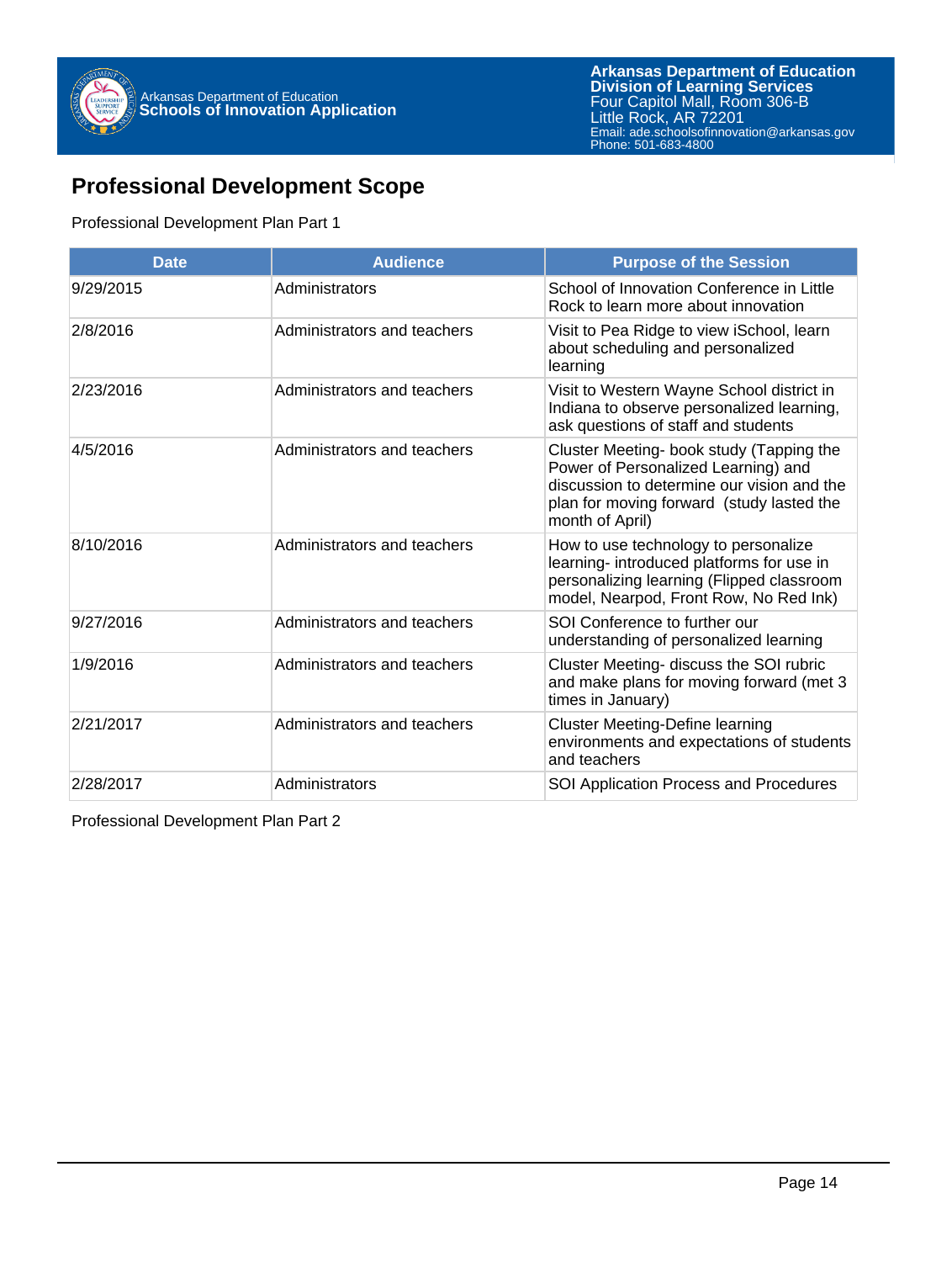## Professional Development Scope

Professional Development Plan Part 1

| Date | Audience | Purpose of the Session |
| --- | --- | --- |
| 9/29/2015 | Administrators | School of Innovation Conference in Little Rock to learn more about innovation |
| 2/8/2016 | Administrators and teachers | Visit to Pea Ridge to view iSchool, learn about scheduling and personalized learning |
| 2/23/2016 | Administrators and teachers | Visit to Western Wayne School district in Indiana to observe personalized learning, ask questions of staff and students |
| 4/5/2016 | Administrators and teachers | Cluster Meeting- book study (Tapping the Power of Personalized Learning) and discussion to determine our vision and the plan for moving forward (study lasted the month of April) |
| 8/10/2016 | Administrators and teachers | How to use technology to personalize learning- introduced platforms for use in personalizing learning (Flipped classroom model, Nearpod, Front Row, No Red Ink) |
| 9/27/2016 | Administrators and teachers | SOI Conference to further our understanding of personalized learning |
| 1/9/2016 | Administrators and teachers | Cluster Meeting- discuss the SOI rubric and make plans for moving forward (met 3 times in January) |
| 2/21/2017 | Administrators and teachers | Cluster Meeting-Define learning environments and expectations of students and teachers |
| 2/28/2017 | Administrators | SOI Application Process and Procedures |

Professional Development Plan Part 2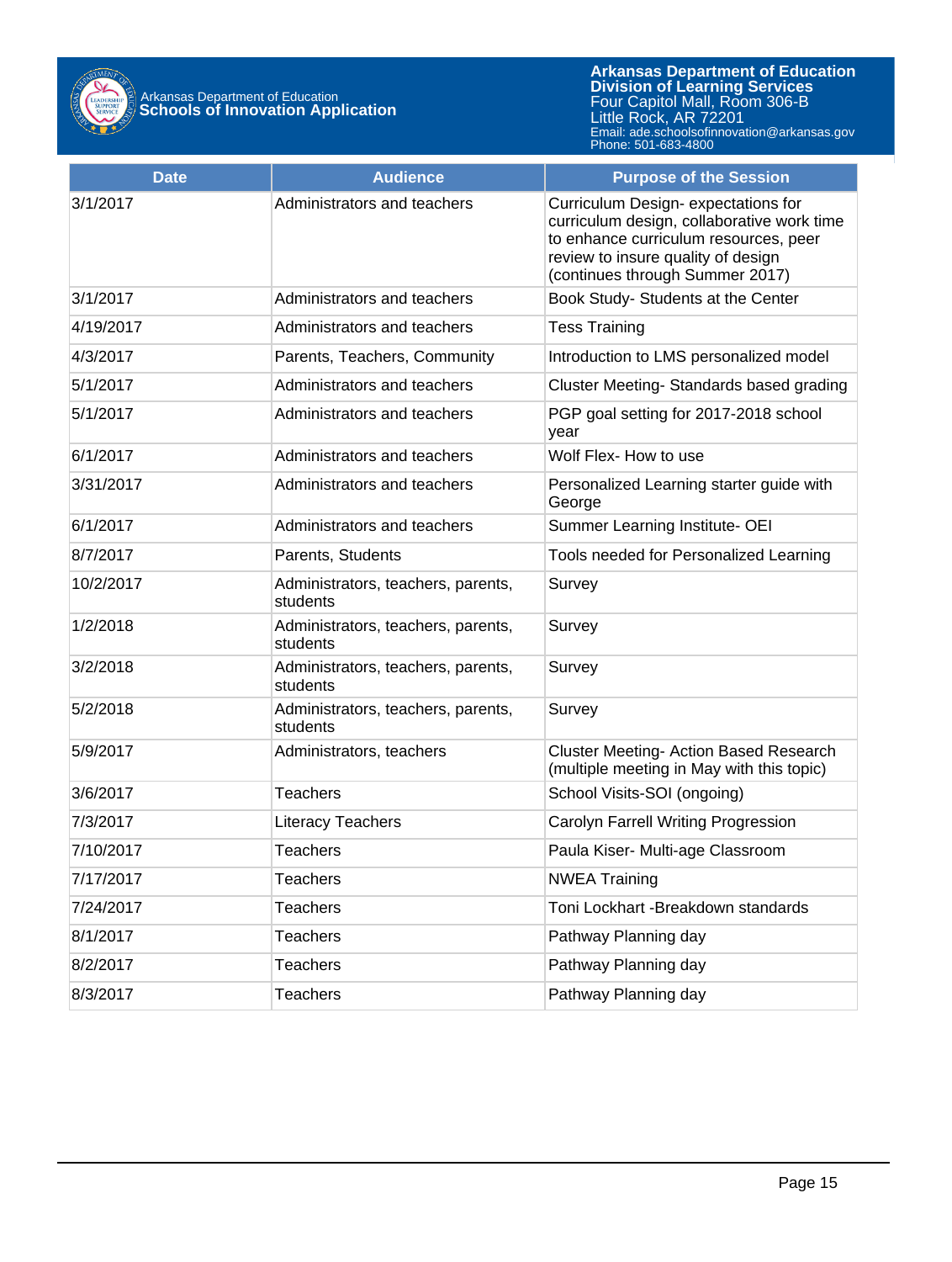| Date | Audience | Purpose of the Session |
| --- | --- | --- |
| 3/1/2017 | Administrators and teachers | Curriculum Design- expectations for curriculum design, collaborative work time to enhance curriculum resources, peer review to insure quality of design (continues through Summer 2017) |
| 3/1/2017 | Administrators and teachers | Book Study- Students at the Center |
| 4/19/2017 | Administrators and teachers | Tess Training |
| 4/3/2017 | Parents, Teachers, Community | Introduction to LMS personalized model |
| 5/1/2017 | Administrators and teachers | Cluster Meeting- Standards based grading |
| 5/1/2017 | Administrators and teachers | PGP goal setting for 2017-2018 school year |
| 6/1/2017 | Administrators and teachers | Wolf Flex- How to use |
| 3/31/2017 | Administrators and teachers | Personalized Learning starter guide with George |
| 6/1/2017 | Administrators and teachers | Summer Learning Institute- OEI |
| 8/7/2017 | Parents, Students | Tools needed for Personalized Learning |
| 10/2/2017 | Administrators, teachers, parents, students | Survey |
| 1/2/2018 | Administrators, teachers, parents, students | Survey |
| 3/2/2018 | Administrators, teachers, parents, students | Survey |
| 5/2/2018 | Administrators, teachers, parents, students | Survey |
| 5/9/2017 | Administrators, teachers | Cluster Meeting- Action Based Research (multiple meeting in May with this topic) |
| 3/6/2017 | Teachers | School Visits-SOI (ongoing) |
| 7/3/2017 | Literacy Teachers | Carolyn Farrell Writing Progression |
| 7/10/2017 | Teachers | Paula Kiser- Multi-age Classroom |
| 7/17/2017 | Teachers | NWEA Training |
| 7/24/2017 | Teachers | Toni Lockhart -Breakdown standards |
| 8/1/2017 | Teachers | Pathway Planning day |
| 8/2/2017 | Teachers | Pathway Planning day |
| 8/3/2017 | Teachers | Pathway Planning day |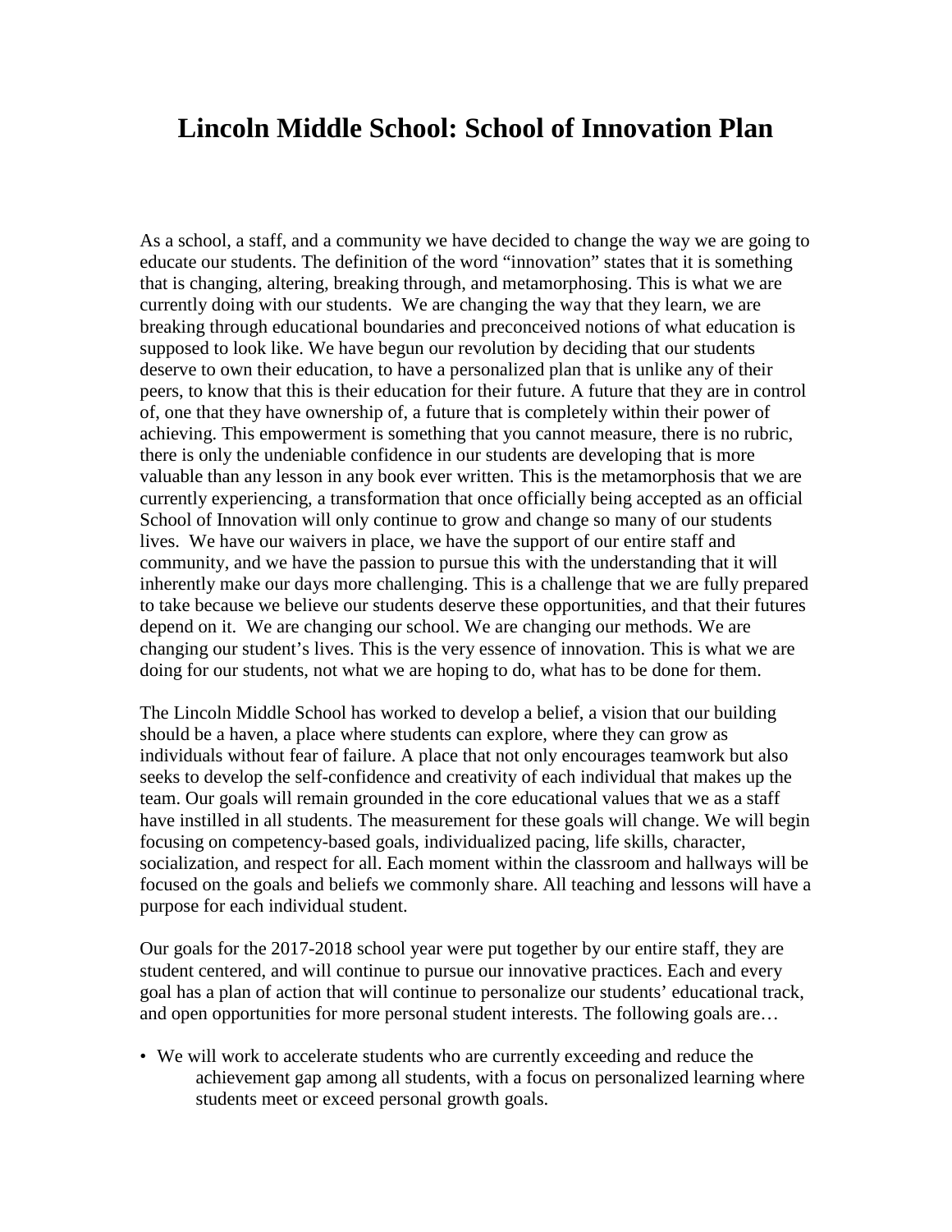# Lincoln Middle School: School of Innovation Plan

As a school, a staff, and a community we have decided to change the way we are going to educate our students. The definition of the word "innovation" states that it is something that is changing, altering, breaking through, and metamorphosing. This is what we are currently doing with our students. We are changing the way that they learn, we are breaking through educational boundaries and preconceived notions of what education is supposed to look like. We have begun our revolution by deciding that our students deserve to own their education, to have a personalized plan that is unlike any of their peers, to know that this is their education for their future. A future that they are in control of, one that they have ownership of, a future that is completely within their power of achieving. This empowerment is something that you cannot measure, there is no rubric, there is only the undeniable confidence in our students are developing that is more valuable than any lesson in any book ever written. This is the metamorphosis that we are currently experiencing, a transformation that once officially being accepted as an official School of Innovation will only continue to grow and change so many of our students lives. We have our waivers in place, we have the support of our entire staff and community, and we have the passion to pursue this with the understanding that it will inherently make our days more challenging. This is a challenge that we are fully prepared to take because we believe our students deserve these opportunities, and that their futures depend on it. We are changing our school. We are changing our methods. We are changing our student's lives. This is the very essence of innovation. This is what we are doing for our students, not what we are hoping to do, what has to be done for them.

The Lincoln Middle School has worked to develop a belief, a vision that our building should be a haven, a place where students can explore, where they can grow as individuals without fear of failure. A place that not only encourages teamwork but also seeks to develop the self-confidence and creativity of each individual that makes up the team. Our goals will remain grounded in the core educational values that we as a staff have instilled in all students. The measurement for these goals will change. We will begin focusing on competency-based goals, individualized pacing, life skills, character, socialization, and respect for all. Each moment within the classroom and hallways will be focused on the goals and beliefs we commonly share. All teaching and lessons will have a purpose for each individual student.

Our goals for the 2017-2018 school year were put together by our entire staff, they are student centered, and will continue to pursue our innovative practices. Each and every goal has a plan of action that will continue to personalize our students' educational track, and open opportunities for more personal student interests. The following goals are…

- We will work to accelerate students who are currently exceeding and reduce the achievement gap among all students, with a focus on personalized learning where students meet or exceed personal growth goals.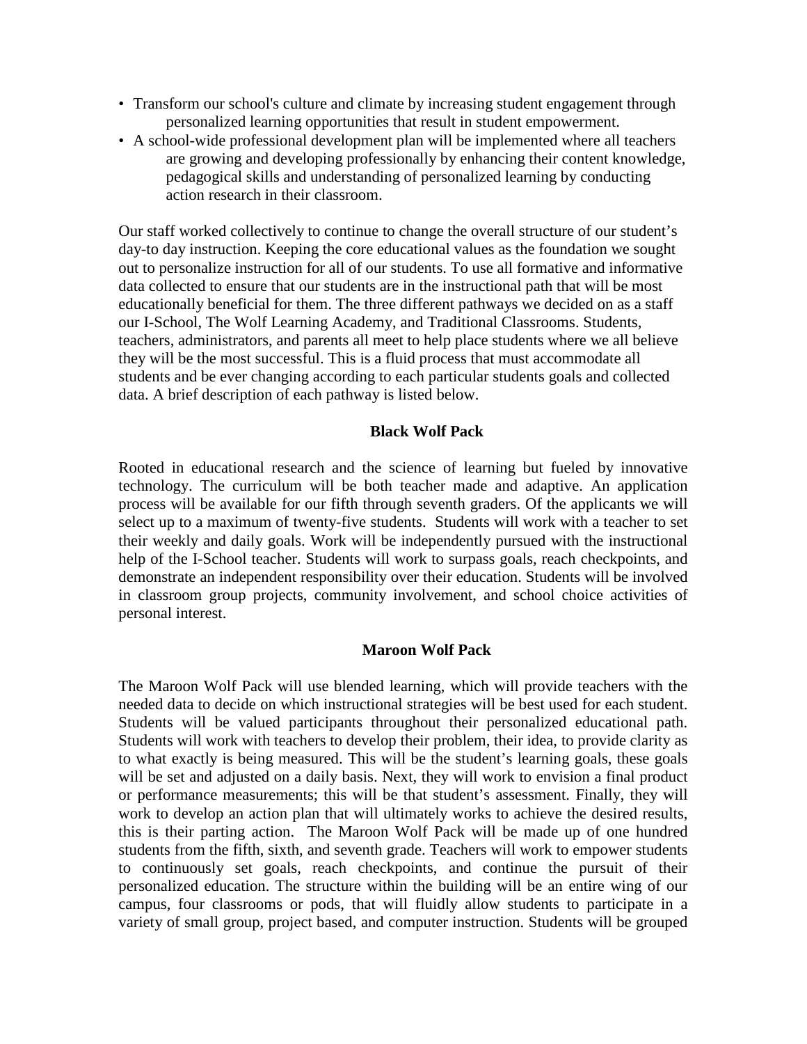- Transform our school's culture and climate by increasing student engagement through personalized learning opportunities that result in student empowerment.
- A school-wide professional development plan will be implemented where all teachers are growing and developing professionally by enhancing their content knowledge, pedagogical skills and understanding of personalized learning by conducting action research in their classroom.

Our staff worked collectively to continue to change the overall structure of our student's day-to day instruction. Keeping the core educational values as the foundation we sought out to personalize instruction for all of our students. To use all formative and informative data collected to ensure that our students are in the instructional path that will be most educationally beneficial for them. The three different pathways we decided on as a staff our I-School, The Wolf Learning Academy, and Traditional Classrooms. Students, teachers, administrators, and parents all meet to help place students where we all believe they will be the most successful. This is a fluid process that must accommodate all students and be ever changing according to each particular students goals and collected data. A brief description of each pathway is listed below.

**Black Wolf Pack**

Rooted in educational research and the science of learning but fueled by innovative technology. The curriculum will be both teacher made and adaptive. An application process will be available for our fifth through seventh graders. Of the applicants we will select up to a maximum of twenty-five students. Students will work with a teacher to set their weekly and daily goals. Work will be independently pursued with the instructional help of the I-School teacher. Students will work to surpass goals, reach checkpoints, and demonstrate an independent responsibility over their education. Students will be involved in classroom group projects, community involvement, and school choice activities of personal interest.

**Maroon Wolf Pack**

The Maroon Wolf Pack will use blended learning, which will provide teachers with the needed data to decide on which instructional strategies will be best used for each student. Students will be valued participants throughout their personalized educational path. Students will work with teachers to develop their problem, their idea, to provide clarity as to what exactly is being measured. This will be the student's learning goals, these goals will be set and adjusted on a daily basis. Next, they will work to envision a final product or performance measurements; this will be that student's assessment. Finally, they will work to develop an action plan that will ultimately works to achieve the desired results, this is their parting action. The Maroon Wolf Pack will be made up of one hundred students from the fifth, sixth, and seventh grade. Teachers will work to empower students to continuously set goals, reach checkpoints, and continue the pursuit of their personalized education. The structure within the building will be an entire wing of our campus, four classrooms or pods, that will fluidly allow students to participate in a variety of small group, project based, and computer instruction. Students will be grouped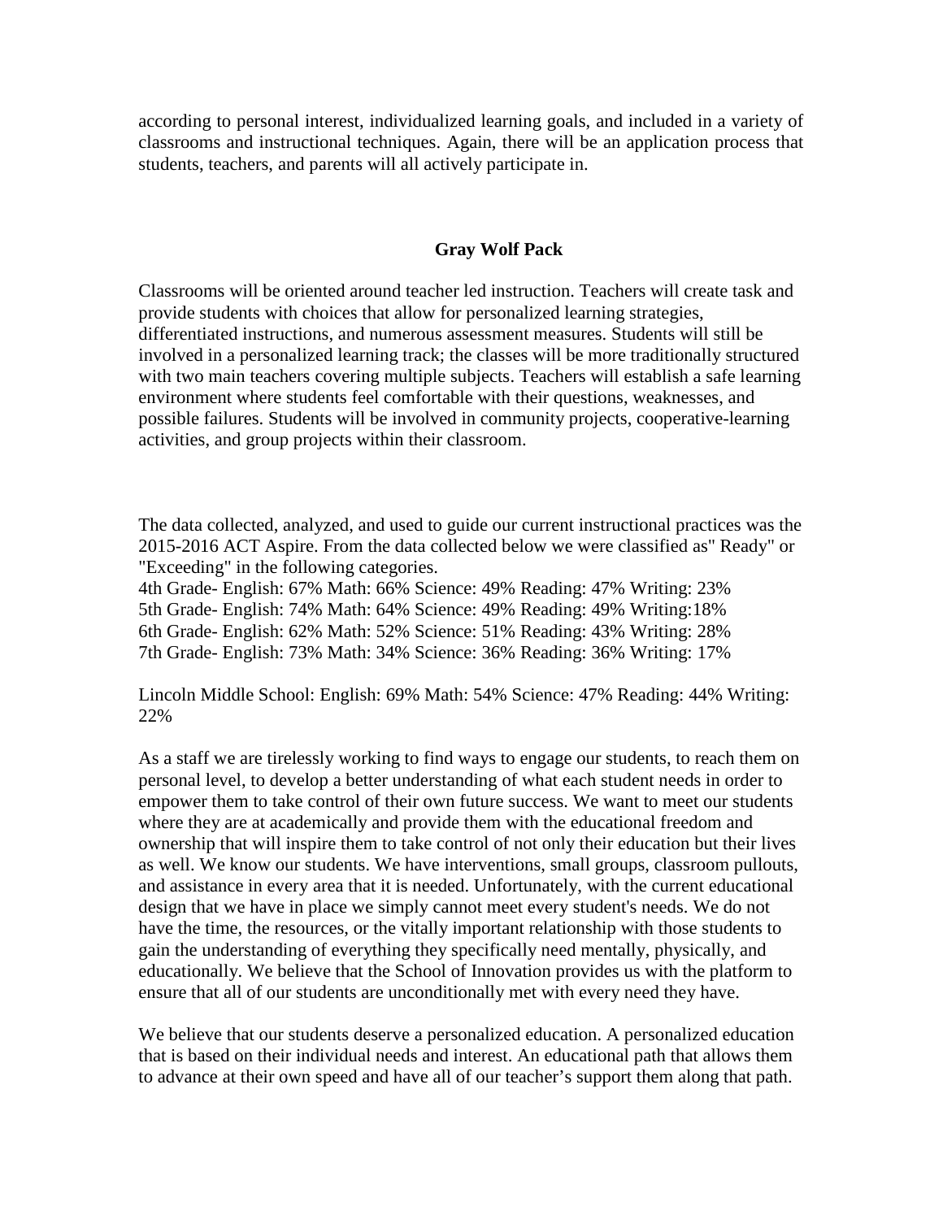according to personal interest, individualized learning goals, and included in a variety of classrooms and instructional techniques. Again, there will be an application process that students, teachers, and parents will all actively participate in.

**Gray Wolf Pack**

Classrooms will be oriented around teacher led instruction. Teachers will create task and provide students with choices that allow for personalized learning strategies, differentiated instructions, and numerous assessment measures. Students will still be involved in a personalized learning track; the classes will be more traditionally structured with two main teachers covering multiple subjects. Teachers will establish a safe learning environment where students feel comfortable with their questions, weaknesses, and possible failures. Students will be involved in community projects, cooperative-learning activities, and group projects within their classroom.

The data collected, analyzed, and used to guide our current instructional practices was the 2015-2016 ACT Aspire. From the data collected below we were classified as" Ready" or "Exceeding" in the following categories.
4th Grade- English: 67% Math: 66% Science: 49% Reading: 47% Writing: 23%
5th Grade- English: 74% Math: 64% Science: 49% Reading: 49% Writing:18%
6th Grade- English: 62% Math: 52% Science: 51% Reading: 43% Writing: 28%
7th Grade- English: 73% Math: 34% Science: 36% Reading: 36% Writing: 17%

Lincoln Middle School: English: 69% Math: 54% Science: 47% Reading: 44% Writing: 22%

As a staff we are tirelessly working to find ways to engage our students, to reach them on personal level, to develop a better understanding of what each student needs in order to empower them to take control of their own future success. We want to meet our students where they are at academically and provide them with the educational freedom and ownership that will inspire them to take control of not only their education but their lives as well. We know our students. We have interventions, small groups, classroom pullouts, and assistance in every area that it is needed. Unfortunately, with the current educational design that we have in place we simply cannot meet every student's needs. We do not have the time, the resources, or the vitally important relationship with those students to gain the understanding of everything they specifically need mentally, physically, and educationally. We believe that the School of Innovation provides us with the platform to ensure that all of our students are unconditionally met with every need they have.

We believe that our students deserve a personalized education. A personalized education that is based on their individual needs and interest. An educational path that allows them to advance at their own speed and have all of our teacher's support them along that path.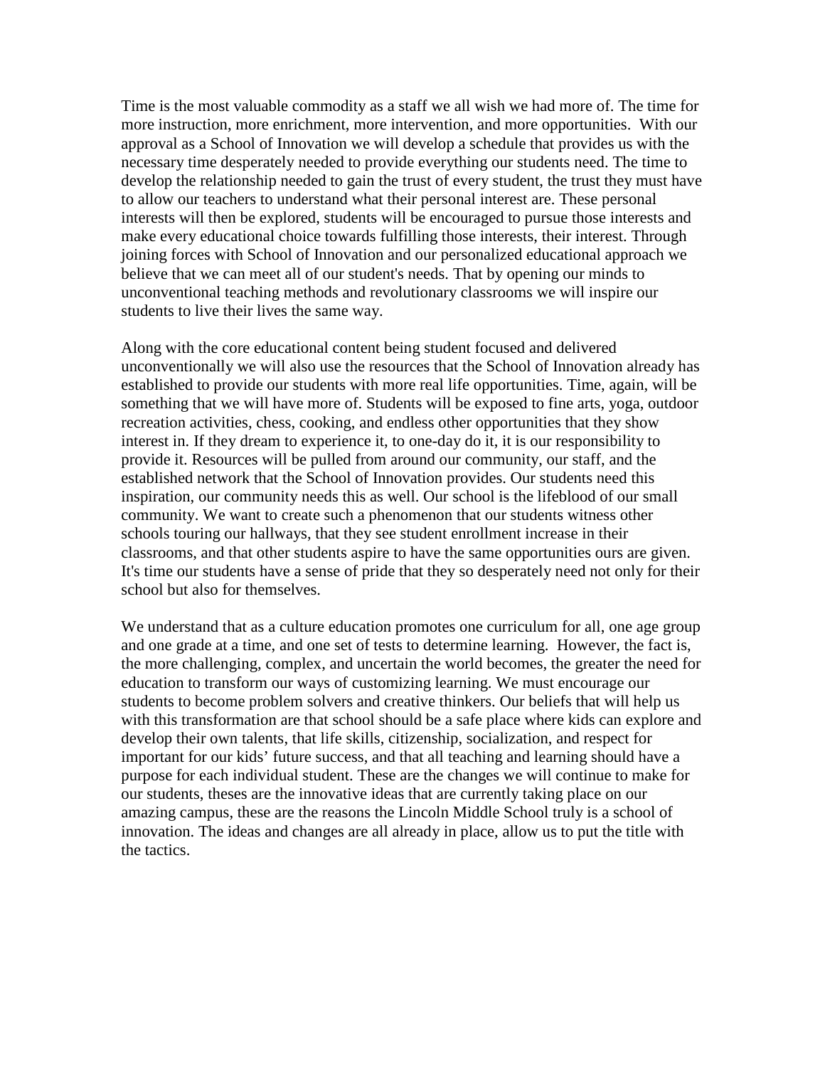Time is the most valuable commodity as a staff we all wish we had more of. The time for more instruction, more enrichment, more intervention, and more opportunities. With our approval as a School of Innovation we will develop a schedule that provides us with the necessary time desperately needed to provide everything our students need. The time to develop the relationship needed to gain the trust of every student, the trust they must have to allow our teachers to understand what their personal interest are. These personal interests will then be explored, students will be encouraged to pursue those interests and make every educational choice towards fulfilling those interests, their interest. Through joining forces with School of Innovation and our personalized educational approach we believe that we can meet all of our student's needs. That by opening our minds to unconventional teaching methods and revolutionary classrooms we will inspire our students to live their lives the same way.

Along with the core educational content being student focused and delivered unconventionally we will also use the resources that the School of Innovation already has established to provide our students with more real life opportunities. Time, again, will be something that we will have more of. Students will be exposed to fine arts, yoga, outdoor recreation activities, chess, cooking, and endless other opportunities that they show interest in. If they dream to experience it, to one-day do it, it is our responsibility to provide it. Resources will be pulled from around our community, our staff, and the established network that the School of Innovation provides. Our students need this inspiration, our community needs this as well. Our school is the lifeblood of our small community. We want to create such a phenomenon that our students witness other schools touring our hallways, that they see student enrollment increase in their classrooms, and that other students aspire to have the same opportunities ours are given. It's time our students have a sense of pride that they so desperately need not only for their school but also for themselves.

We understand that as a culture education promotes one curriculum for all, one age group and one grade at a time, and one set of tests to determine learning. However, the fact is, the more challenging, complex, and uncertain the world becomes, the greater the need for education to transform our ways of customizing learning. We must encourage our students to become problem solvers and creative thinkers. Our beliefs that will help us with this transformation are that school should be a safe place where kids can explore and develop their own talents, that life skills, citizenship, socialization, and respect for important for our kids' future success, and that all teaching and learning should have a purpose for each individual student. These are the changes we will continue to make for our students, theses are the innovative ideas that are currently taking place on our amazing campus, these are the reasons the Lincoln Middle School truly is a school of innovation. The ideas and changes are all already in place, allow us to put the title with the tactics.